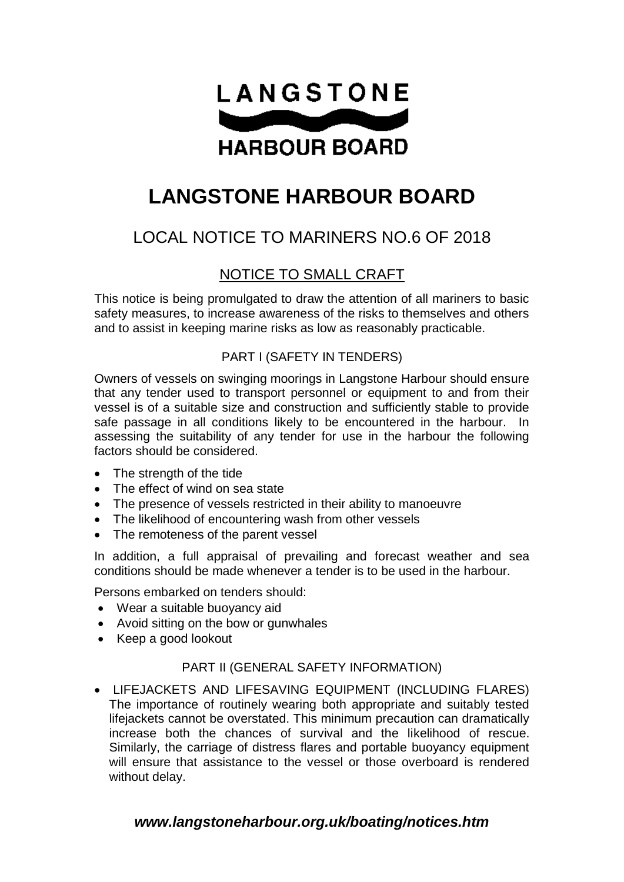LANGSTONE

HARBOUR BOARD

# LANGSTONE HARBOUR BOARD

## LOCAL NOTICE TO MARINERS NO.6 OF 2018

### NOTICE TO SMALL CRAFT

This notice is being promulgated to draw the attention of all mariners to basic safety measures, to increase awareness of the risks to themselves and others and to assist in keeping marine risks as low as reasonably practicable.

#### PART I (SAFETY IN TENDERS)

Owners of vessels on swinging moorings in Langstone Harbour should ensure that any tender used to transport personnel or equipment to and from their vessel is of a suitable size and construction and sufficiently stable to provide safe passage in all conditions likely to be encountered in the harbour. In assessing the suitability of any tender for use in the harbour the following factors should be considered.

- The strength of the tide
- The effect of wind on sea state
- The presence of vessels restricted in their ability to manoeuvre
- The likelihood of encountering wash from other vessels
- The remoteness of the parent vessel

In addition, a full appraisal of prevailing and forecast weather and sea conditions should be made whenever a tender is to be used in the harbour.

Persons embarked on tenders should:

- Wear a suitable buoyancy aid
- Avoid sitting on the bow or gunwhales
- Keep a good lookout

#### PART II (GENERAL SAFETY INFORMATION)

- LIFEJACKETS AND LIFESAVING EQUIPMENT (INCLUDING FLARES) The importance of routinely wearing both appropriate and suitably tested lifejackets cannot be overstated. This minimum precaution can dramatically increase both the chances of survival and the likelihood of rescue. Similarly, the carriage of distress flares and portable buoyancy equipment will ensure that assistance to the vessel or those overboard is rendered without delay.

***www.langstoneharbour.org.uk/boating/notices.htm***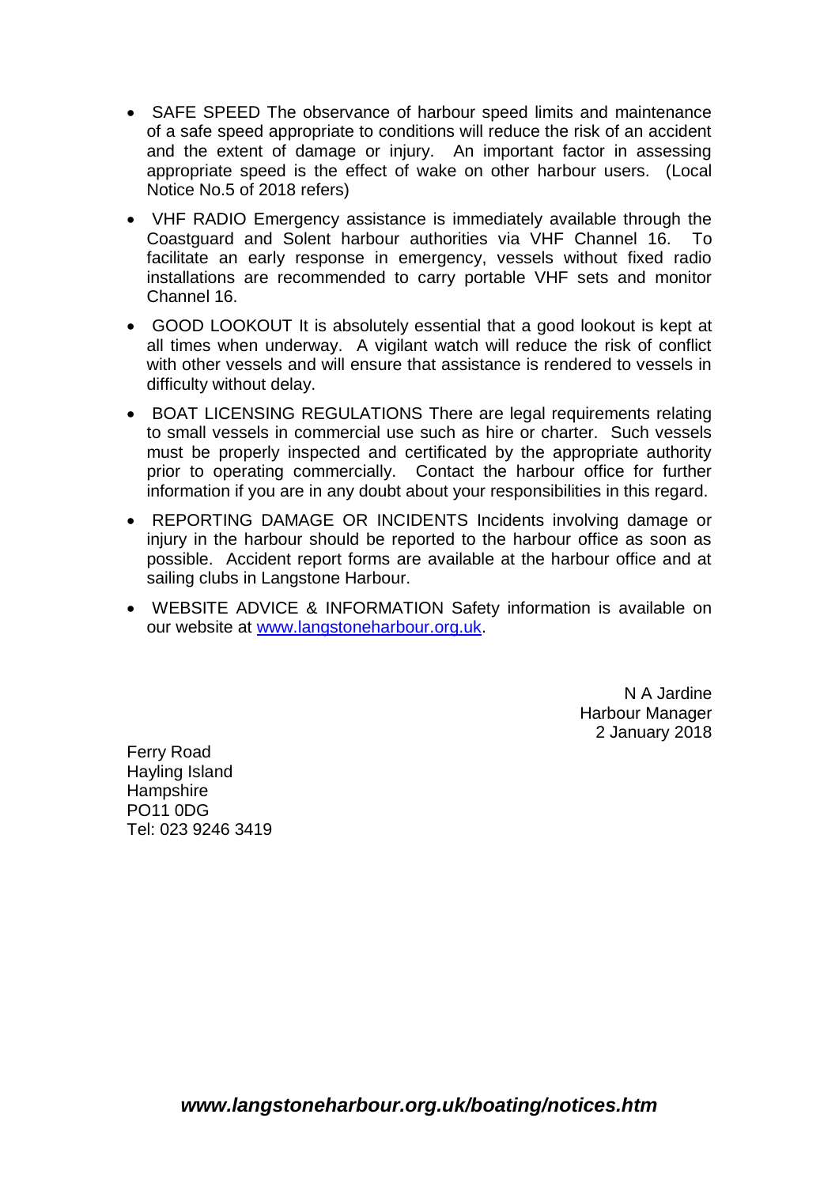- SAFE SPEED The observance of harbour speed limits and maintenance of a safe speed appropriate to conditions will reduce the risk of an accident and the extent of damage or injury. An important factor in assessing appropriate speed is the effect of wake on other harbour users. (Local Notice No.5 of 2018 refers)

- VHF RADIO Emergency assistance is immediately available through the Coastguard and Solent harbour authorities via VHF Channel 16. To facilitate an early response in emergency, vessels without fixed radio installations are recommended to carry portable VHF sets and monitor Channel 16.

- GOOD LOOKOUT It is absolutely essential that a good lookout is kept at all times when underway. A vigilant watch will reduce the risk of conflict with other vessels and will ensure that assistance is rendered to vessels in difficulty without delay.

- BOAT LICENSING REGULATIONS There are legal requirements relating to small vessels in commercial use such as hire or charter. Such vessels must be properly inspected and certificated by the appropriate authority prior to operating commercially. Contact the harbour office for further information if you are in any doubt about your responsibilities in this regard.

- REPORTING DAMAGE OR INCIDENTS Incidents involving damage or injury in the harbour should be reported to the harbour office as soon as possible. Accident report forms are available at the harbour office and at sailing clubs in Langstone Harbour.

- WEBSITE ADVICE & INFORMATION Safety information is available on our website at [www.langstoneharbour.org.uk](http://www.langstoneharbour.org.uk).

N A Jardine  
Harbour Manager  
2 January 2018

Ferry Road  
Hayling Island  
Hampshire  
PO11 0DG  
Tel: 023 9246 3419

***www.langstoneharbour.org.uk/boating/notices.htm***